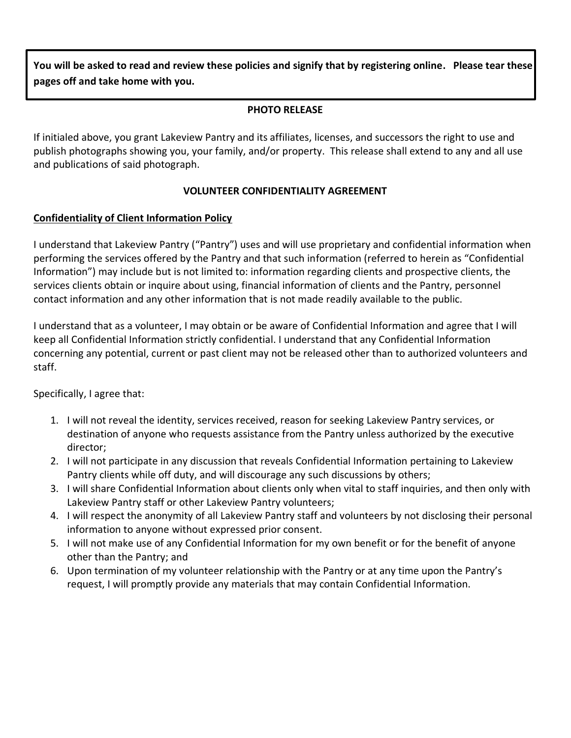**You will be asked to read and review these policies and signify that by registering online. Please tear these pages off and take home with you.**

## PHOTO RELEASE

If initialed above, you grant Lakeview Pantry and its affiliates, licenses, and successors the right to use and publish photographs showing you, your family, and/or property. This release shall extend to any and all use and publications of said photograph.

## VOLUNTEER CONFIDENTIALITY AGREEMENT

### Confidentiality of Client Information Policy

I understand that Lakeview Pantry ("Pantry") uses and will use proprietary and confidential information when performing the services offered by the Pantry and that such information (referred to herein as "Confidential Information") may include but is not limited to: information regarding clients and prospective clients, the services clients obtain or inquire about using, financial information of clients and the Pantry, personnel contact information and any other information that is not made readily available to the public.

I understand that as a volunteer, I may obtain or be aware of Confidential Information and agree that I will keep all Confidential Information strictly confidential. I understand that any Confidential Information concerning any potential, current or past client may not be released other than to authorized volunteers and staff.

Specifically, I agree that:

1. I will not reveal the identity, services received, reason for seeking Lakeview Pantry services, or destination of anyone who requests assistance from the Pantry unless authorized by the executive director;
2. I will not participate in any discussion that reveals Confidential Information pertaining to Lakeview Pantry clients while off duty, and will discourage any such discussions by others;
3. I will share Confidential Information about clients only when vital to staff inquiries, and then only with Lakeview Pantry staff or other Lakeview Pantry volunteers;
4. I will respect the anonymity of all Lakeview Pantry staff and volunteers by not disclosing their personal information to anyone without expressed prior consent.
5. I will not make use of any Confidential Information for my own benefit or for the benefit of anyone other than the Pantry; and
6. Upon termination of my volunteer relationship with the Pantry or at any time upon the Pantry's request, I will promptly provide any materials that may contain Confidential Information.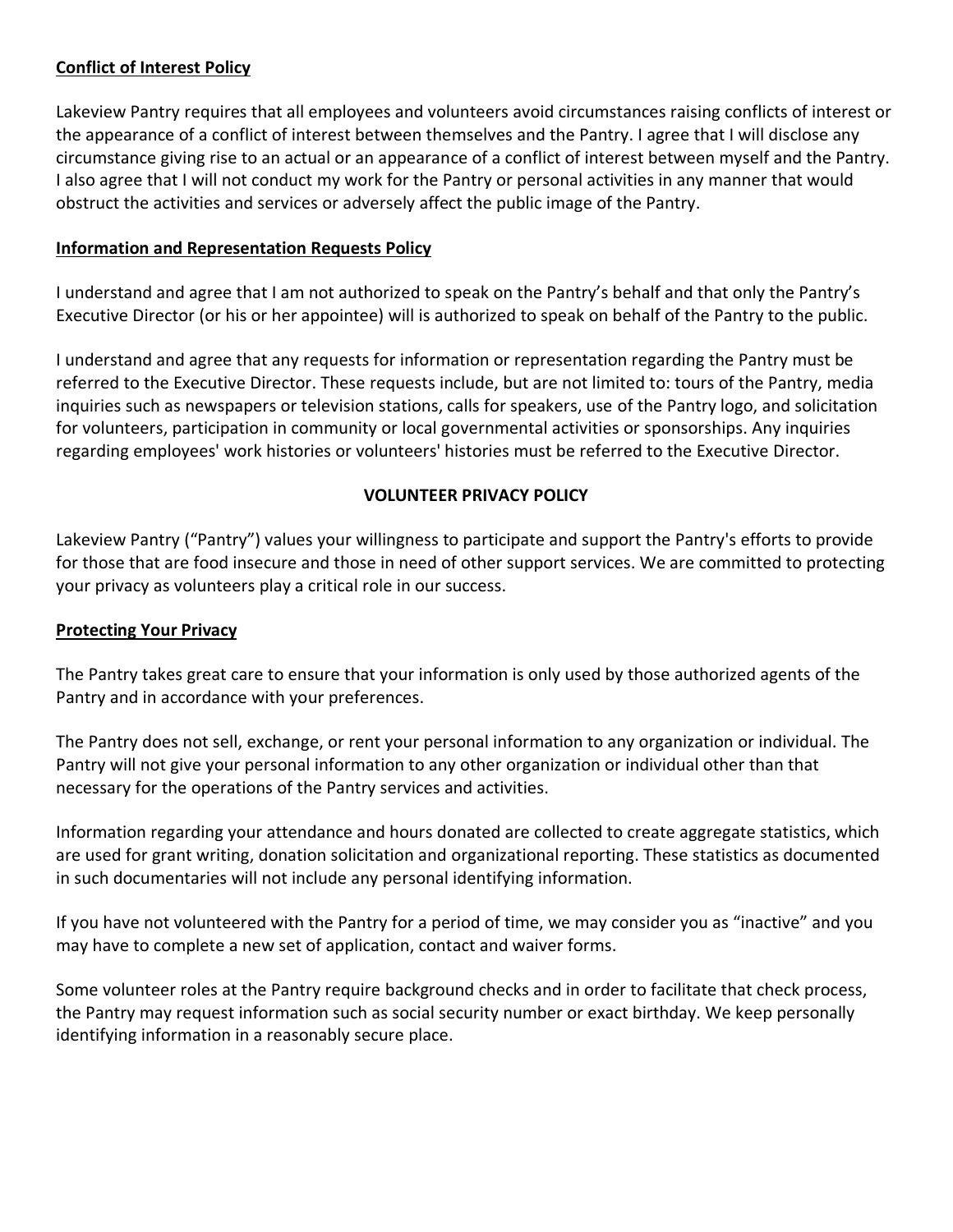**Conflict of Interest Policy**

Lakeview Pantry requires that all employees and volunteers avoid circumstances raising conflicts of interest or the appearance of a conflict of interest between themselves and the Pantry. I agree that I will disclose any circumstance giving rise to an actual or an appearance of a conflict of interest between myself and the Pantry. I also agree that I will not conduct my work for the Pantry or personal activities in any manner that would obstruct the activities and services or adversely affect the public image of the Pantry.

**Information and Representation Requests Policy**

I understand and agree that I am not authorized to speak on the Pantry's behalf and that only the Pantry's Executive Director (or his or her appointee) will is authorized to speak on behalf of the Pantry to the public.

I understand and agree that any requests for information or representation regarding the Pantry must be referred to the Executive Director. These requests include, but are not limited to: tours of the Pantry, media inquiries such as newspapers or television stations, calls for speakers, use of the Pantry logo, and solicitation for volunteers, participation in community or local governmental activities or sponsorships. Any inquiries regarding employees' work histories or volunteers' histories must be referred to the Executive Director.

## VOLUNTEER PRIVACY POLICY

Lakeview Pantry ("Pantry") values your willingness to participate and support the Pantry's efforts to provide for those that are food insecure and those in need of other support services. We are committed to protecting your privacy as volunteers play a critical role in our success.

**Protecting Your Privacy**

The Pantry takes great care to ensure that your information is only used by those authorized agents of the Pantry and in accordance with your preferences.

The Pantry does not sell, exchange, or rent your personal information to any organization or individual. The Pantry will not give your personal information to any other organization or individual other than that necessary for the operations of the Pantry services and activities.

Information regarding your attendance and hours donated are collected to create aggregate statistics, which are used for grant writing, donation solicitation and organizational reporting. These statistics as documented in such documentaries will not include any personal identifying information.

If you have not volunteered with the Pantry for a period of time, we may consider you as "inactive" and you may have to complete a new set of application, contact and waiver forms.

Some volunteer roles at the Pantry require background checks and in order to facilitate that check process, the Pantry may request information such as social security number or exact birthday. We keep personally identifying information in a reasonably secure place.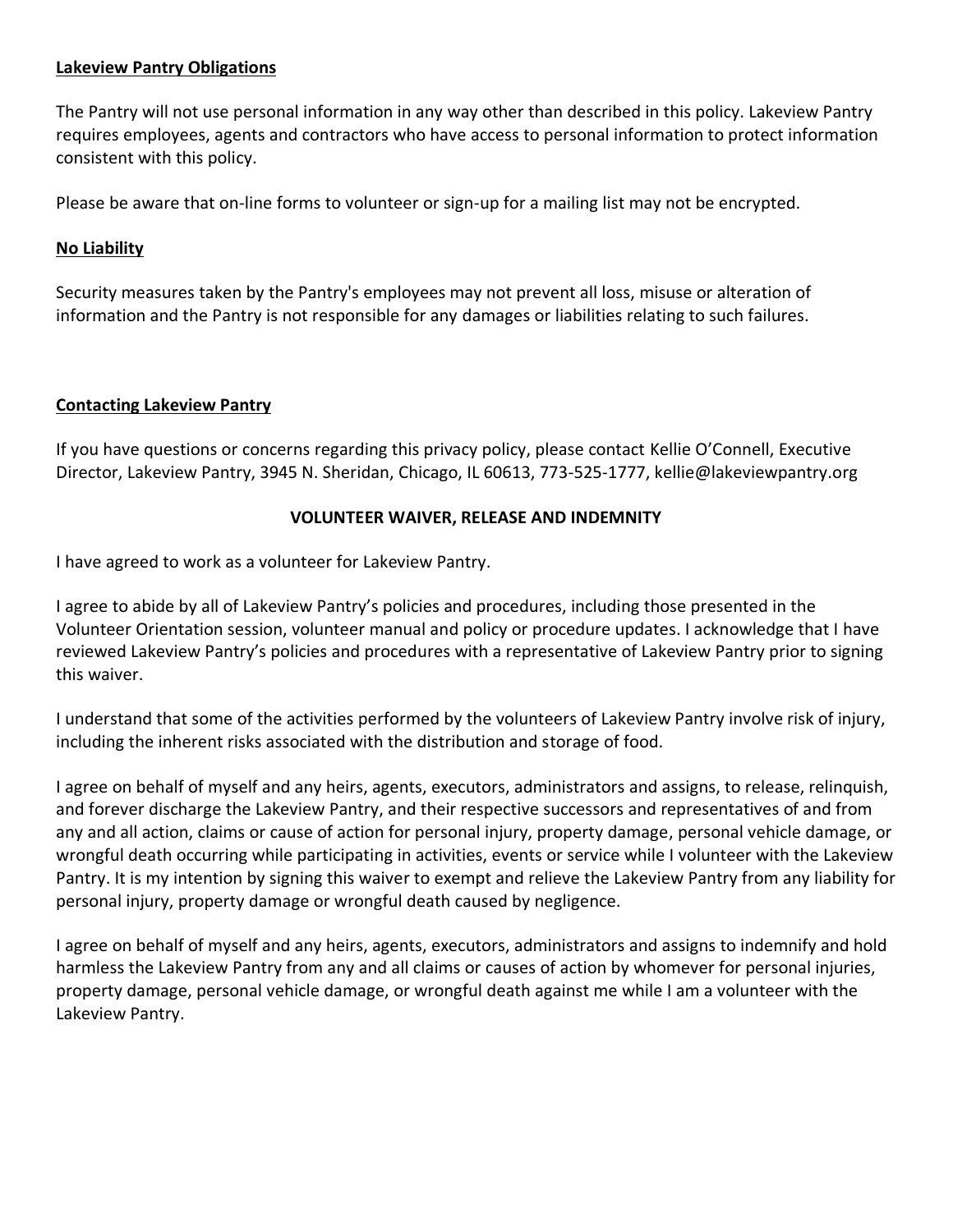**Lakeview Pantry Obligations**

The Pantry will not use personal information in any way other than described in this policy. Lakeview Pantry requires employees, agents and contractors who have access to personal information to protect information consistent with this policy.

Please be aware that on-line forms to volunteer or sign-up for a mailing list may not be encrypted.

**No Liability**

Security measures taken by the Pantry's employees may not prevent all loss, misuse or alteration of information and the Pantry is not responsible for any damages or liabilities relating to such failures.

**Contacting Lakeview Pantry**

If you have questions or concerns regarding this privacy policy, please contact Kellie O'Connell, Executive Director, Lakeview Pantry, 3945 N. Sheridan, Chicago, IL 60613, 773-525-1777, kellie@lakeviewpantry.org

## VOLUNTEER WAIVER, RELEASE AND INDEMNITY

I have agreed to work as a volunteer for Lakeview Pantry.

I agree to abide by all of Lakeview Pantry's policies and procedures, including those presented in the Volunteer Orientation session, volunteer manual and policy or procedure updates. I acknowledge that I have reviewed Lakeview Pantry's policies and procedures with a representative of Lakeview Pantry prior to signing this waiver.

I understand that some of the activities performed by the volunteers of Lakeview Pantry involve risk of injury, including the inherent risks associated with the distribution and storage of food.

I agree on behalf of myself and any heirs, agents, executors, administrators and assigns, to release, relinquish, and forever discharge the Lakeview Pantry, and their respective successors and representatives of and from any and all action, claims or cause of action for personal injury, property damage, personal vehicle damage, or wrongful death occurring while participating in activities, events or service while I volunteer with the Lakeview Pantry. It is my intention by signing this waiver to exempt and relieve the Lakeview Pantry from any liability for personal injury, property damage or wrongful death caused by negligence.

I agree on behalf of myself and any heirs, agents, executors, administrators and assigns to indemnify and hold harmless the Lakeview Pantry from any and all claims or causes of action by whomever for personal injuries, property damage, personal vehicle damage, or wrongful death against me while I am a volunteer with the Lakeview Pantry.